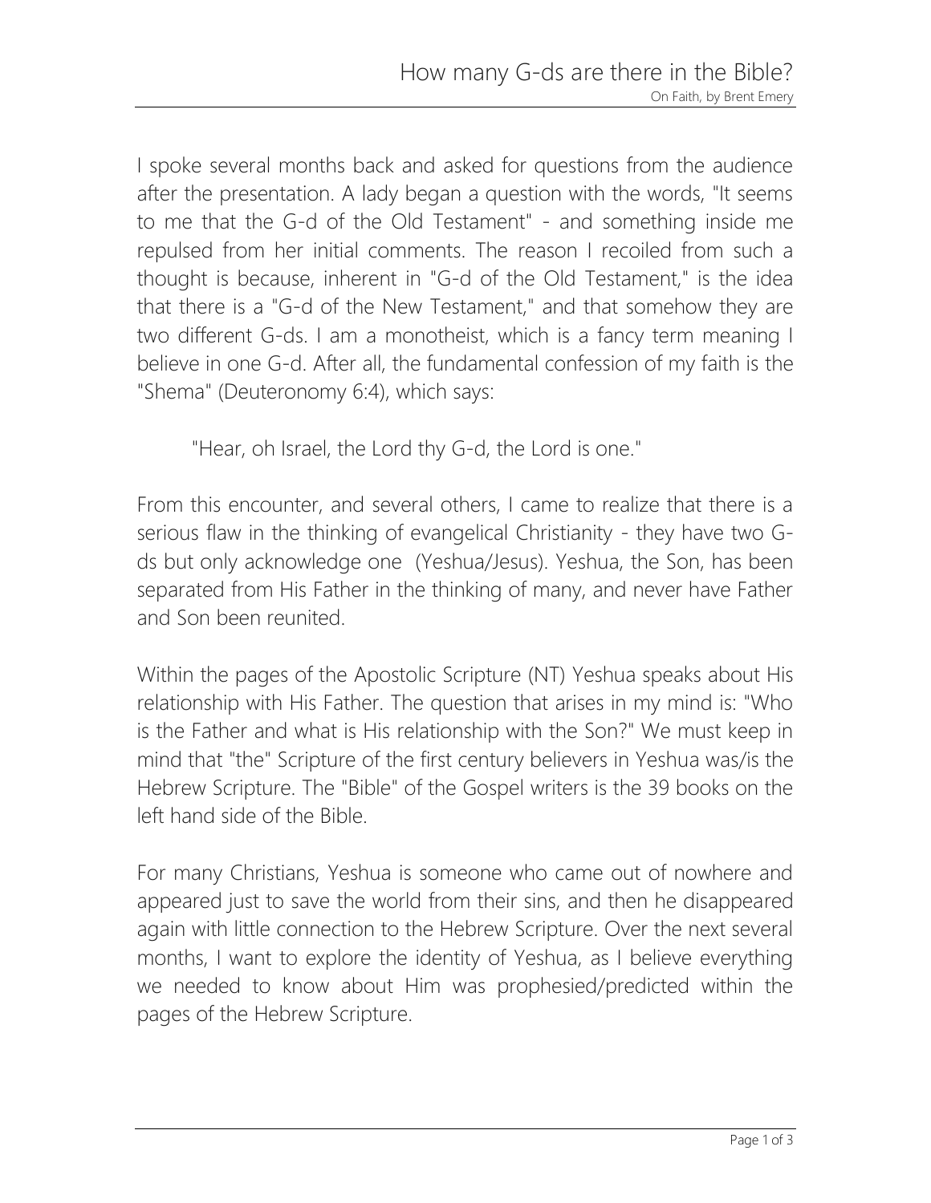I spoke several months back and asked for questions from the audience after the presentation. A lady began a question with the words, "It seems to me that the G-d of the Old Testament" - and something inside me repulsed from her initial comments. The reason I recoiled from such a thought is because, inherent in "G-d of the Old Testament," is the idea that there is a "G-d of the New Testament," and that somehow they are two different G-ds. I am a monotheist, which is a fancy term meaning I believe in one G-d. After all, the fundamental confession of my faith is the "Shema" (Deuteronomy 6:4), which says:

> "Hear, oh Israel, the Lord thy G-d, the Lord is one."

From this encounter, and several others, I came to realize that there is a serious flaw in the thinking of evangelical Christianity - they have two G-ds but only acknowledge one (Yeshua/Jesus). Yeshua, the Son, has been separated from His Father in the thinking of many, and never have Father and Son been reunited.

Within the pages of the Apostolic Scripture (NT) Yeshua speaks about His relationship with His Father. The question that arises in my mind is: "Who is the Father and what is His relationship with the Son?" We must keep in mind that "the" Scripture of the first century believers in Yeshua was/is the Hebrew Scripture. The "Bible" of the Gospel writers is the 39 books on the left hand side of the Bible.

For many Christians, Yeshua is someone who came out of nowhere and appeared just to save the world from their sins, and then he disappeared again with little connection to the Hebrew Scripture. Over the next several months, I want to explore the identity of Yeshua, as I believe everything we needed to know about Him was prophesied/predicted within the pages of the Hebrew Scripture.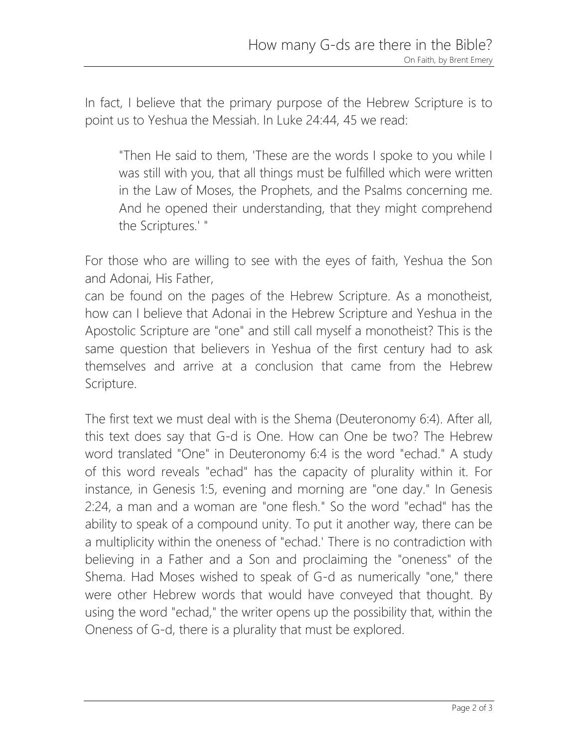In fact, I believe that the primary purpose of the Hebrew Scripture is to point us to Yeshua the Messiah. In Luke 24:44, 45 we read:

> "Then He said to them, 'These are the words I spoke to you while I was still with you, that all things must be fulfilled which were written in the Law of Moses, the Prophets, and the Psalms concerning me. And he opened their understanding, that they might comprehend the Scriptures.' "

For those who are willing to see with the eyes of faith, Yeshua the Son and Adonai, His Father,
can be found on the pages of the Hebrew Scripture. As a monotheist, how can I believe that Adonai in the Hebrew Scripture and Yeshua in the Apostolic Scripture are "one" and still call myself a monotheist? This is the same question that believers in Yeshua of the first century had to ask themselves and arrive at a conclusion that came from the Hebrew Scripture.

The first text we must deal with is the Shema (Deuteronomy 6:4). After all, this text does say that G-d is One. How can One be two? The Hebrew word translated "One" in Deuteronomy 6:4 is the word "echad." A study of this word reveals "echad" has the capacity of plurality within it. For instance, in Genesis 1:5, evening and morning are "one day." In Genesis 2:24, a man and a woman are "one flesh." So the word "echad" has the ability to speak of a compound unity. To put it another way, there can be a multiplicity within the oneness of "echad.' There is no contradiction with believing in a Father and a Son and proclaiming the "oneness" of the Shema. Had Moses wished to speak of G-d as numerically "one," there were other Hebrew words that would have conveyed that thought. By using the word "echad," the writer opens up the possibility that, within the Oneness of G-d, there is a plurality that must be explored.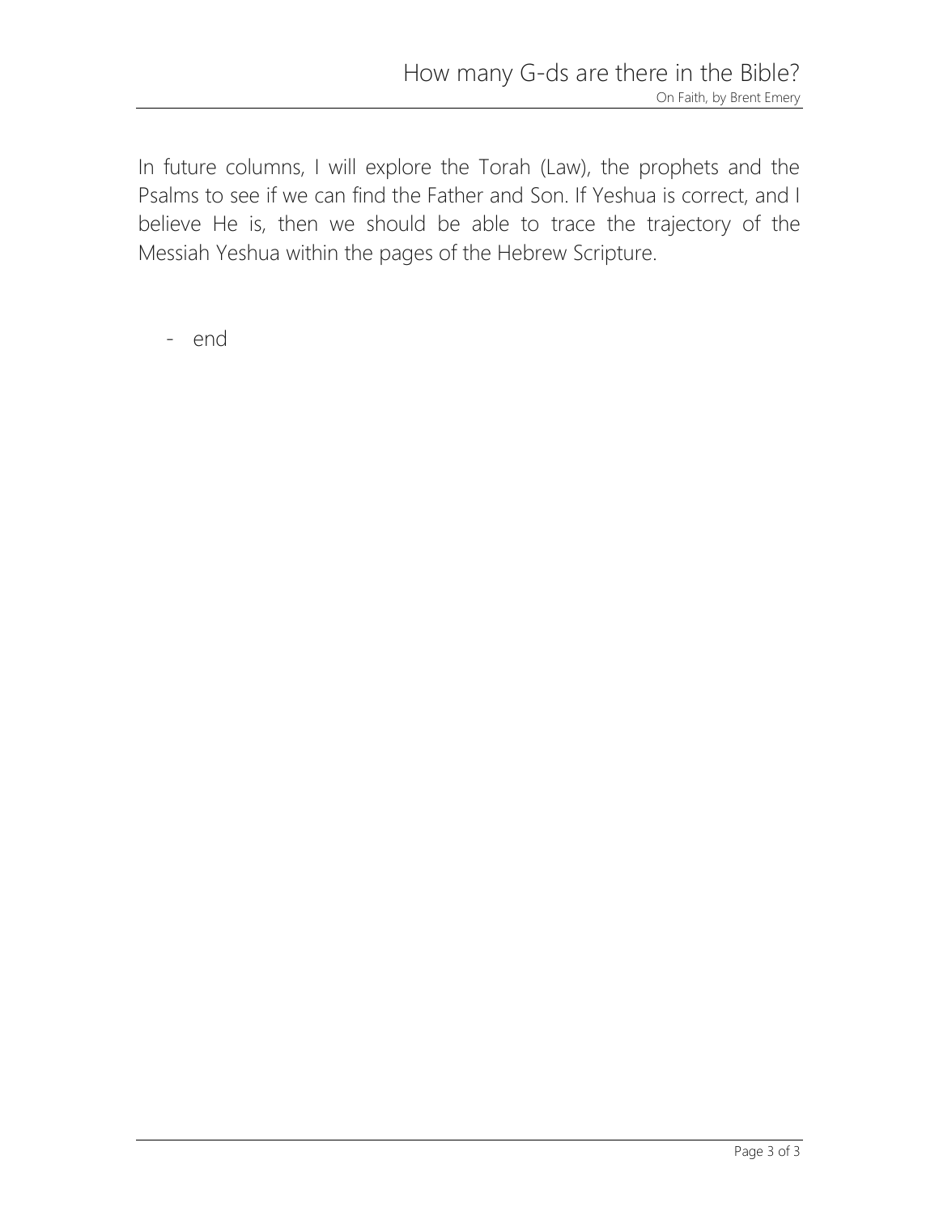In future columns, I will explore the Torah (Law), the prophets and the Psalms to see if we can find the Father and Son. If Yeshua is correct, and I believe He is, then we should be able to trace the trajectory of the Messiah Yeshua within the pages of the Hebrew Scripture.

- end